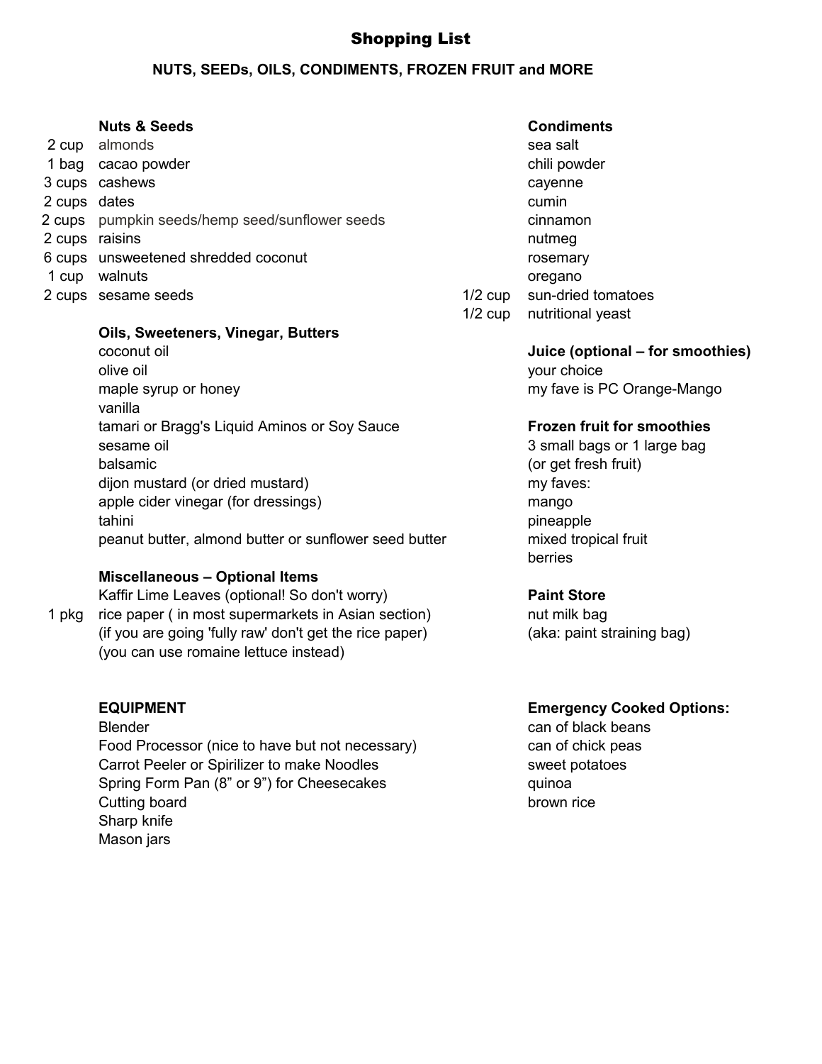# Shopping List

## NUTS, SEEDs, OILS, CONDIMENTS, FROZEN FRUIT and MORE

### Nuts & Seeds

- 2 cup almonds
- 1 bag cacao powder
- 3 cups cashews
- 2 cups dates
- 2 cups pumpkin seeds/hemp seed/sunflower seeds
- 2 cups raisins
- 6 cups unsweetened shredded coconut
- 1 cup walnuts
- 2 cups sesame seeds

### Oils, Sweeteners, Vinegar, Butters

- coconut oil
- olive oil
- maple syrup or honey
- vanilla
- tamari or Bragg's Liquid Aminos or Soy Sauce
- sesame oil
- balsamic
- dijon mustard (or dried mustard)
- apple cider vinegar (for dressings)
- tahini
- peanut butter, almond butter or sunflower seed butter

### Miscellaneous – Optional Items

- Kaffir Lime Leaves (optional! So don't worry)
- 1 pkg rice paper ( in most supermarkets in Asian section)
  (if you are going 'fully raw' don't get the rice paper)
  (you can use romaine lettuce instead)

### Condiments

- sea salt
- chili powder
- cayenne
- cumin
- cinnamon
- nutmeg
- rosemary
- oregano
- 1/2 cup sun-dried tomatoes
- 1/2 cup nutritional yeast

### Juice (optional – for smoothies)

your choice
my fave is PC Orange-Mango

### Frozen fruit for smoothies

3 small bags or 1 large bag
(or get fresh fruit)
my faves:

- mango
- pineapple
- mixed tropical fruit
- berries

### Paint Store

nut milk bag
(aka: paint straining bag)

### EQUIPMENT

- Blender
- Food Processor (nice to have but not necessary)
- Carrot Peeler or Spirilizer to make Noodles
- Spring Form Pan (8” or 9”) for Cheesecakes
- Cutting board
- Sharp knife
- Mason jars

### Emergency Cooked Options:

- can of black beans
- can of chick peas
- sweet potatoes
- quinoa
- brown rice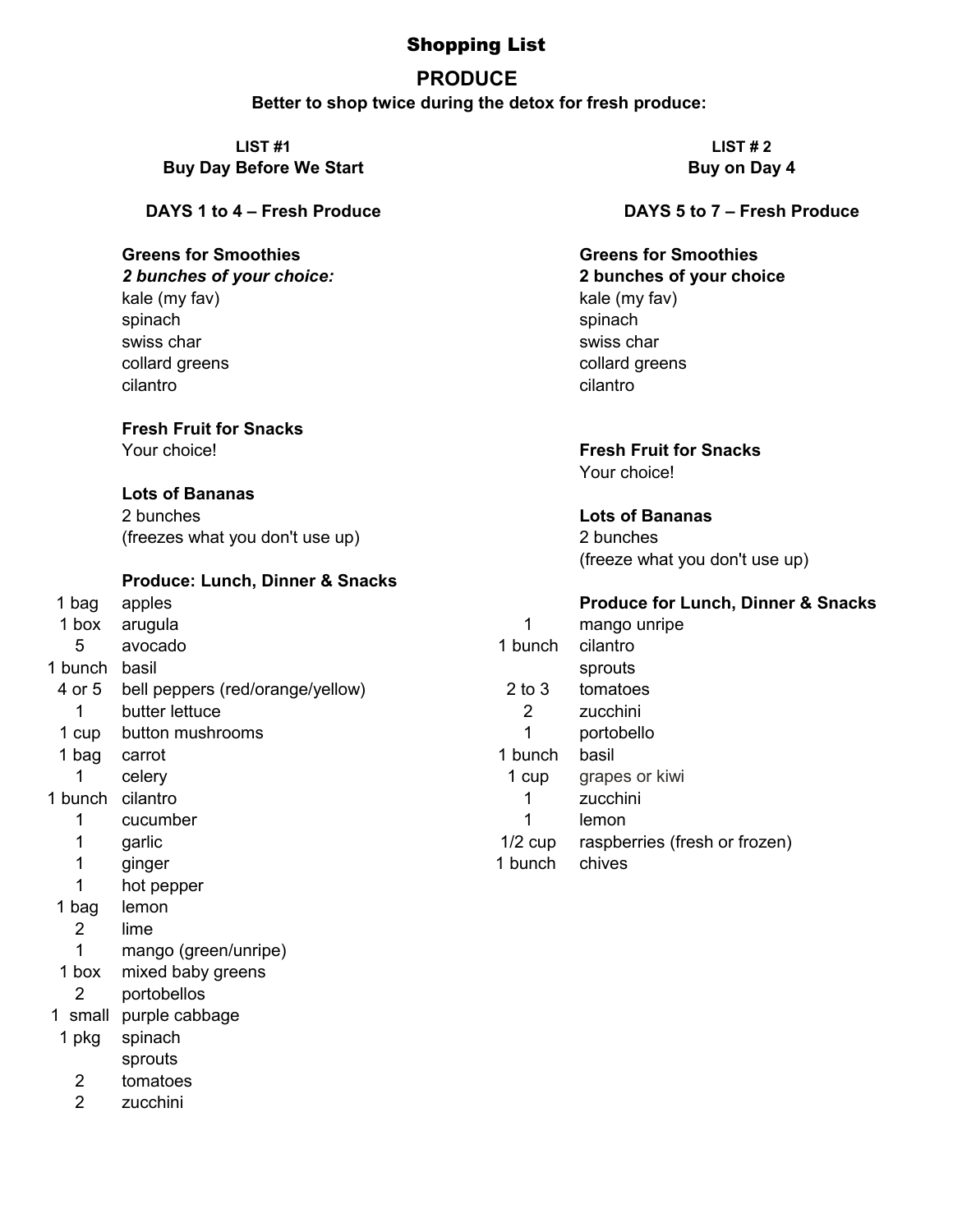# Shopping List

## PRODUCE

**Better to shop twice during the detox for fresh produce:**

### LIST #1
**Buy Day Before We Start**

**DAYS 1 to 4 – Fresh Produce**

**Greens for Smoothies**
***2 bunches of your choice:***
kale (my fav)
spinach
swiss char
collard greens
cilantro

**Fresh Fruit for Snacks**
Your choice!

**Lots of Bananas**
2 bunches
(freezes what you don't use up)

**Produce: Lunch, Dinner & Snacks**

| | |
|---|---|
| 1 bag | apples |
| 1 box | arugula |
| 5 | avocado |
| 1 bunch | basil |
| 4 or 5 | bell peppers (red/orange/yellow) |
| 1 | butter lettuce |
| 1 cup | button mushrooms |
| 1 bag | carrot |
| 1 | celery |
| 1 bunch | cilantro |
| 1 | cucumber |
| 1 | garlic |
| 1 | ginger |
| 1 | hot pepper |
| 1 bag | lemon |
| 2 | lime |
| 1 | mango (green/unripe) |
| 1 box | mixed baby greens |
| 2 | portobellos |
| 1 small | purple cabbage |
| 1 pkg | spinach |
| | sprouts |
| 2 | tomatoes |
| 2 | zucchini |

### LIST # 2
**Buy on Day 4**

**DAYS 5 to 7 – Fresh Produce**

**Greens for Smoothies**
**2 bunches of your choice**
kale (my fav)
spinach
swiss char
collard greens
cilantro

**Fresh Fruit for Snacks**
Your choice!

**Lots of Bananas**
2 bunches
(freeze what you don't use up)

**Produce for Lunch, Dinner & Snacks**

| | |
|---|---|
| 1 | mango unripe |
| 1 bunch | cilantro |
| | sprouts |
| 2 to 3 | tomatoes |
| 2 | zucchini |
| 1 | portobello |
| 1 bunch | basil |
| 1 cup | grapes or kiwi |
| 1 | zucchini |
| 1 | lemon |
| 1/2 cup | raspberries (fresh or frozen) |
| 1 bunch | chives |